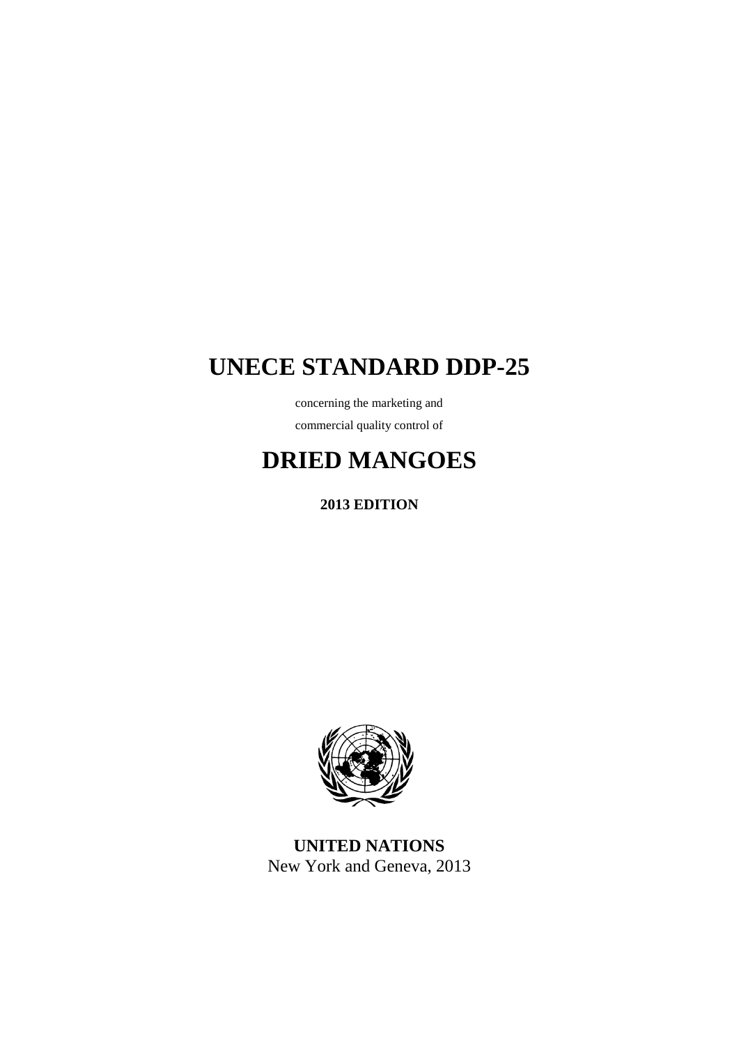# UNECE STANDARD DDP-25

concerning the marketing and

commercial quality control of

# DRIED MANGOES

**2013 EDITION**

**UNITED NATIONS**

New York and Geneva, 2013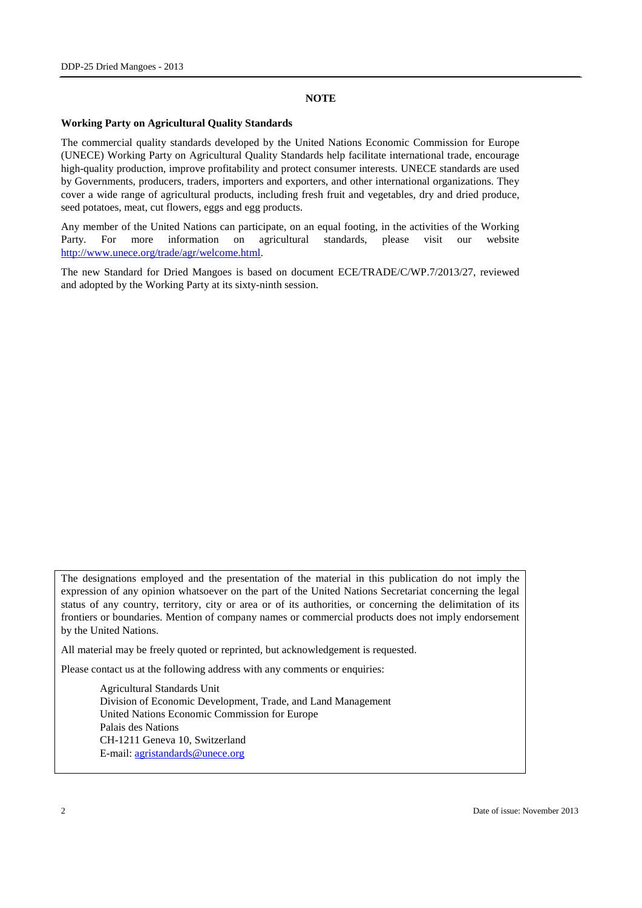## NOTE

**Working Party on Agricultural Quality Standards**

The commercial quality standards developed by the United Nations Economic Commission for Europe (UNECE) Working Party on Agricultural Quality Standards help facilitate international trade, encourage high-quality production, improve profitability and protect consumer interests. UNECE standards are used by Governments, producers, traders, importers and exporters, and other international organizations. They cover a wide range of agricultural products, including fresh fruit and vegetables, dry and dried produce, seed potatoes, meat, cut flowers, eggs and egg products.

Any member of the United Nations can participate, on an equal footing, in the activities of the Working Party. For more information on agricultural standards, please visit our website http://www.unece.org/trade/agr/welcome.html.

The new Standard for Dried Mangoes is based on document ECE/TRADE/C/WP.7/2013/27, reviewed and adopted by the Working Party at its sixty-ninth session.

The designations employed and the presentation of the material in this publication do not imply the expression of any opinion whatsoever on the part of the United Nations Secretariat concerning the legal status of any country, territory, city or area or of its authorities, or concerning the delimitation of its frontiers or boundaries. Mention of company names or commercial products does not imply endorsement by the United Nations.

All material may be freely quoted or reprinted, but acknowledgement is requested.

Please contact us at the following address with any comments or enquiries:

Agricultural Standards Unit
Division of Economic Development, Trade, and Land Management
United Nations Economic Commission for Europe
Palais des Nations
CH-1211 Geneva 10, Switzerland
E-mail: agristandards@unece.org

Date of issue: November 2013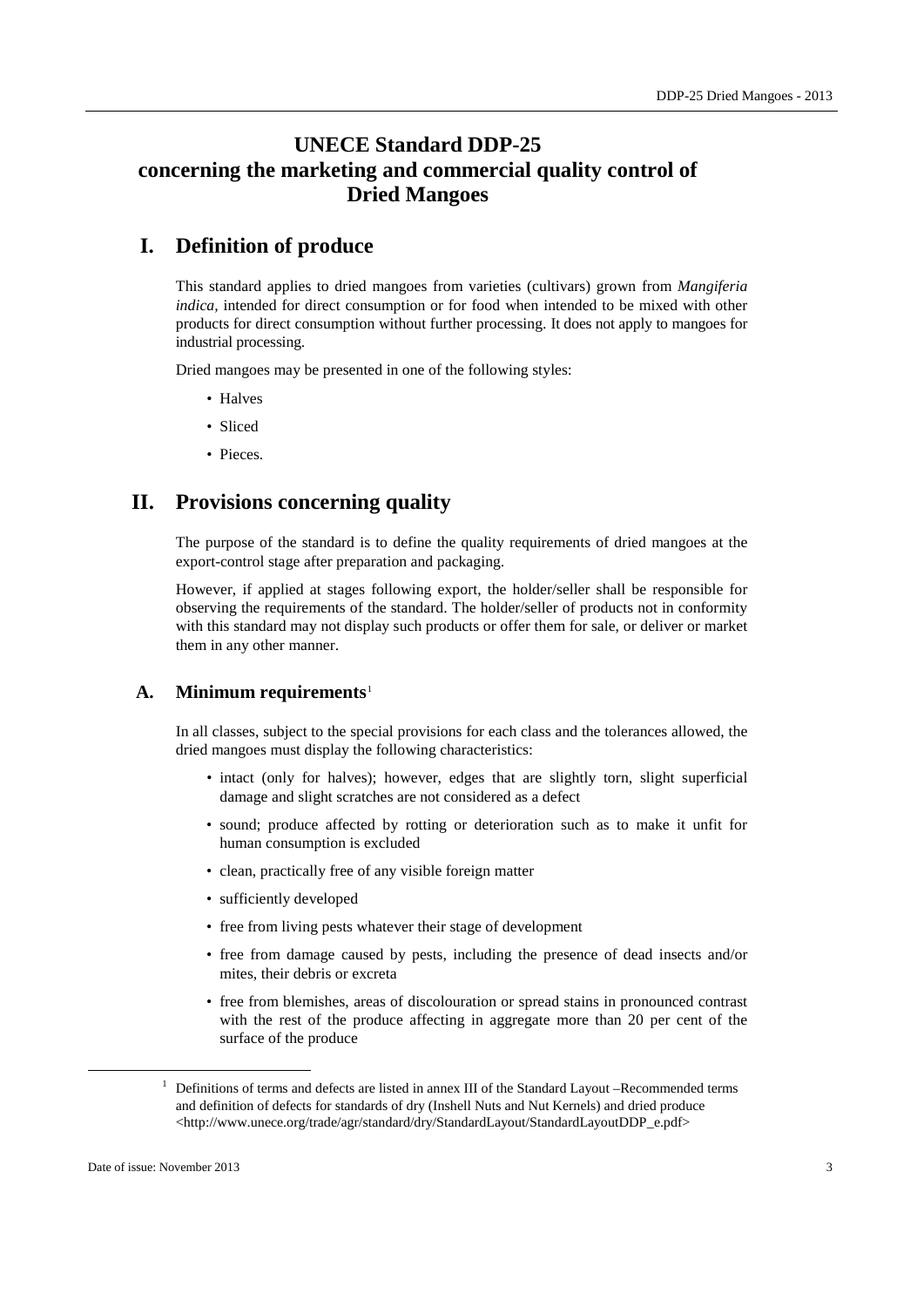# UNECE Standard DDP-25 concerning the marketing and commercial quality control of Dried Mangoes

## I. Definition of produce

This standard applies to dried mangoes from varieties (cultivars) grown from *Mangiferia indica,* intended for direct consumption or for food when intended to be mixed with other products for direct consumption without further processing. It does not apply to mangoes for industrial processing.

Dried mangoes may be presented in one of the following styles:

- Halves
- Sliced
- Pieces.

## II. Provisions concerning quality

The purpose of the standard is to define the quality requirements of dried mangoes at the export-control stage after preparation and packaging.

However, if applied at stages following export, the holder/seller shall be responsible for observing the requirements of the standard. The holder/seller of products not in conformity with this standard may not display such products or offer them for sale, or deliver or market them in any other manner.

### A. Minimum requirements[1]

In all classes, subject to the special provisions for each class and the tolerances allowed, the dried mangoes must display the following characteristics:

- intact (only for halves); however, edges that are slightly torn, slight superficial damage and slight scratches are not considered as a defect
- sound; produce affected by rotting or deterioration such as to make it unfit for human consumption is excluded
- clean, practically free of any visible foreign matter
- sufficiently developed
- free from living pests whatever their stage of development
- free from damage caused by pests, including the presence of dead insects and/or mites, their debris or excreta
- free from blemishes, areas of discolouration or spread stains in pronounced contrast with the rest of the produce affecting in aggregate more than 20 per cent of the surface of the produce

[1] Definitions of terms and defects are listed in annex III of the Standard Layout –Recommended terms and definition of defects for standards of dry (Inshell Nuts and Nut Kernels) and dried produce <http://www.unece.org/trade/agr/standard/dry/StandardLayout/StandardLayoutDDP_e.pdf>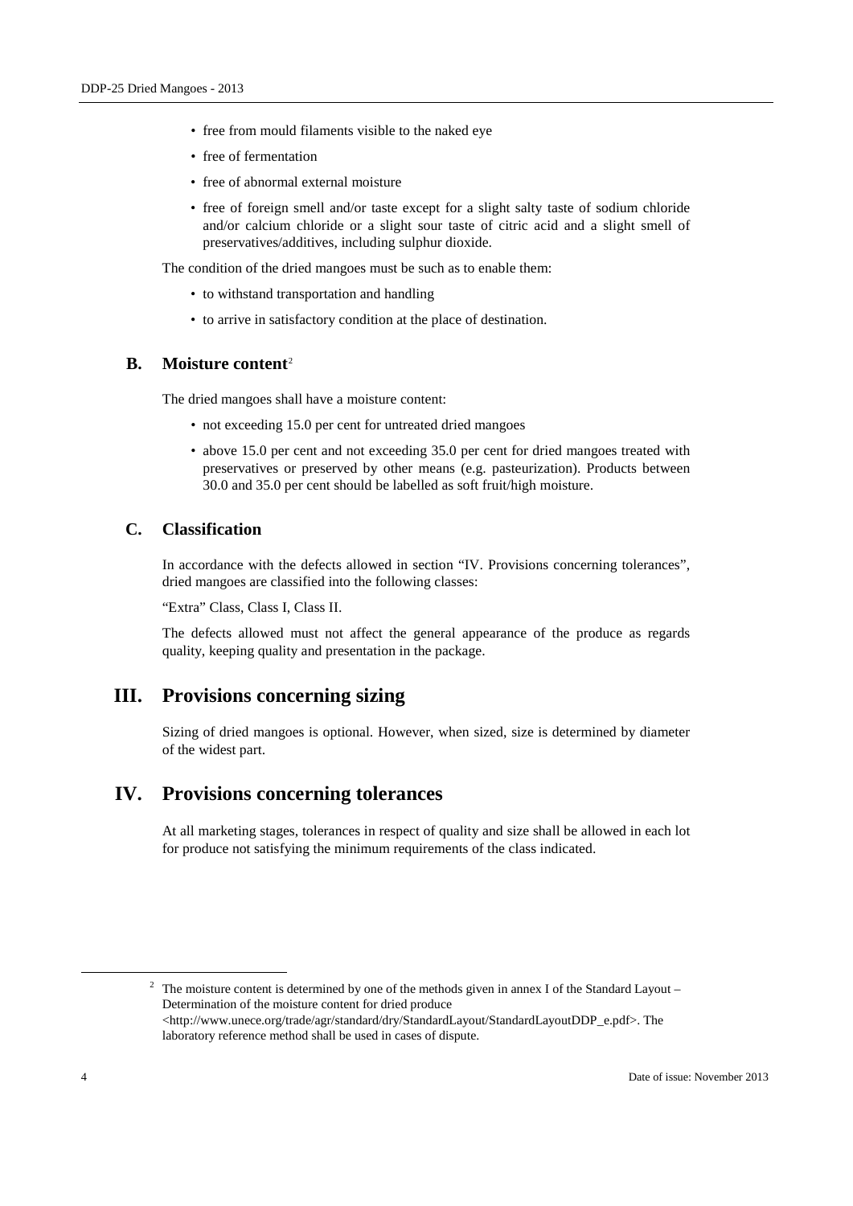- free from mould filaments visible to the naked eye
- free of fermentation
- free of abnormal external moisture
- free of foreign smell and/or taste except for a slight salty taste of sodium chloride and/or calcium chloride or a slight sour taste of citric acid and a slight smell of preservatives/additives, including sulphur dioxide.

The condition of the dried mangoes must be such as to enable them:

- to withstand transportation and handling
- to arrive in satisfactory condition at the place of destination.

### B. Moisture content[2]

The dried mangoes shall have a moisture content:

- not exceeding 15.0 per cent for untreated dried mangoes
- above 15.0 per cent and not exceeding 35.0 per cent for dried mangoes treated with preservatives or preserved by other means (e.g. pasteurization). Products between 30.0 and 35.0 per cent should be labelled as soft fruit/high moisture.

### C. Classification

In accordance with the defects allowed in section "IV. Provisions concerning tolerances", dried mangoes are classified into the following classes:

"Extra" Class, Class I, Class II.

The defects allowed must not affect the general appearance of the produce as regards quality, keeping quality and presentation in the package.

## III. Provisions concerning sizing

Sizing of dried mangoes is optional. However, when sized, size is determined by diameter of the widest part.

## IV. Provisions concerning tolerances

At all marketing stages, tolerances in respect of quality and size shall be allowed in each lot for produce not satisfying the minimum requirements of the class indicated.

---

[2] The moisture content is determined by one of the methods given in annex I of the Standard Layout – Determination of the moisture content for dried produce <http://www.unece.org/trade/agr/standard/dry/StandardLayout/StandardLayoutDDP_e.pdf>. The laboratory reference method shall be used in cases of dispute.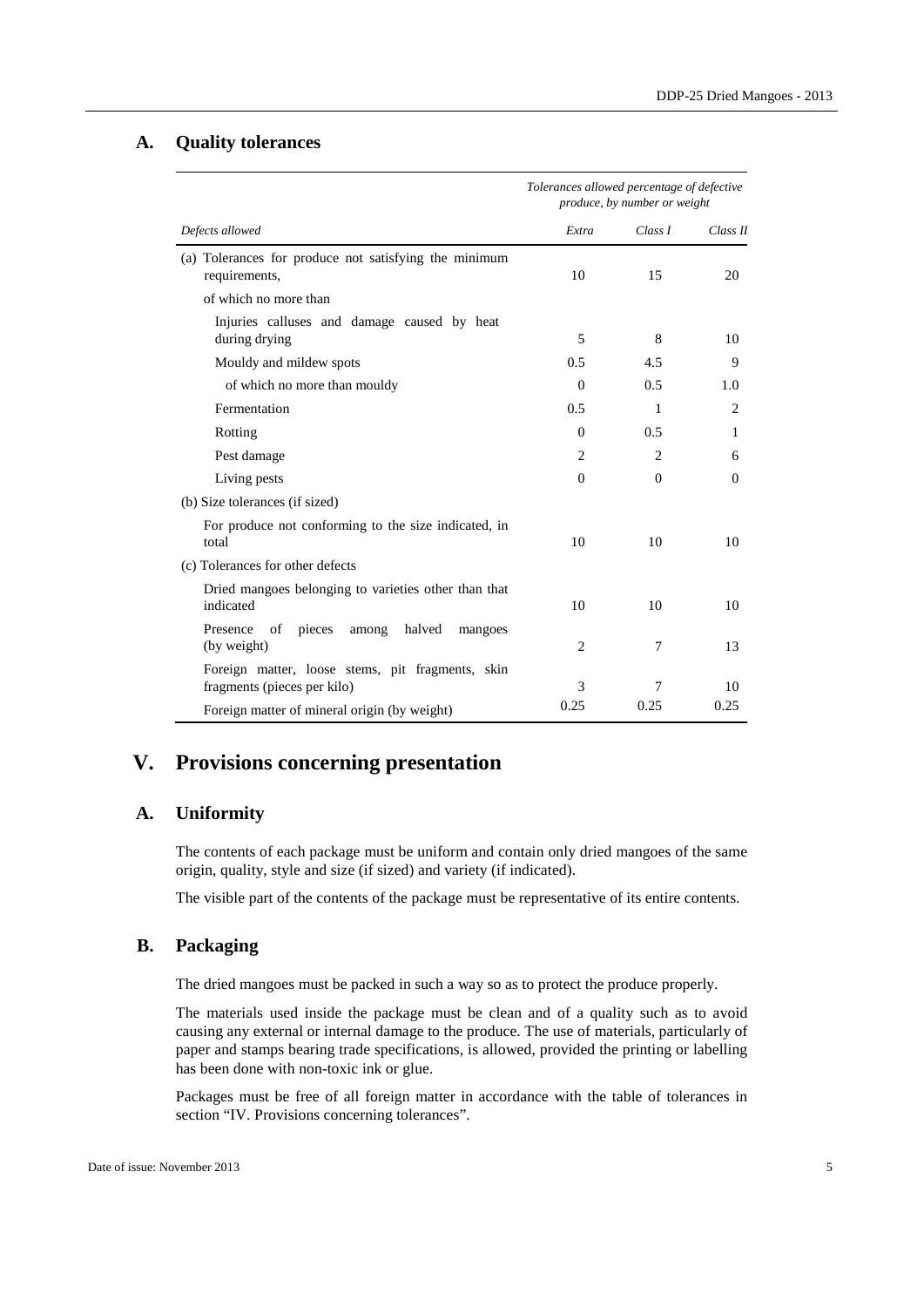### A. Quality tolerances

| Defects allowed | Tolerances allowed percentage of defective produce, by number or weight | | |
|---|---|---|---|
| | *Extra* | *Class I* | *Class II* |
| (a) Tolerances for produce not satisfying the minimum requirements, | 10 | 15 | 20 |
| of which no more than | | | |
| Injuries calluses and damage caused by heat during drying | 5 | 8 | 10 |
| Mouldy and mildew spots | 0.5 | 4.5 | 9 |
| of which no more than mouldy | 0 | 0.5 | 1.0 |
| Fermentation | 0.5 | 1 | 2 |
| Rotting | 0 | 0.5 | 1 |
| Pest damage | 2 | 2 | 6 |
| Living pests | 0 | 0 | 0 |
| (b) Size tolerances (if sized) | | | |
| For produce not conforming to the size indicated, in total | 10 | 10 | 10 |
| (c) Tolerances for other defects | | | |
| Dried mangoes belonging to varieties other than that indicated | 10 | 10 | 10 |
| Presence of pieces among halved mangoes (by weight) | 2 | 7 | 13 |
| Foreign matter, loose stems, pit fragments, skin fragments (pieces per kilo) | 3 | 7 | 10 |
| Foreign matter of mineral origin (by weight) | 0.25 | 0.25 | 0.25 |

## V. Provisions concerning presentation

### A. Uniformity

The contents of each package must be uniform and contain only dried mangoes of the same origin, quality, style and size (if sized) and variety (if indicated).

The visible part of the contents of the package must be representative of its entire contents.

### B. Packaging

The dried mangoes must be packed in such a way so as to protect the produce properly.

The materials used inside the package must be clean and of a quality such as to avoid causing any external or internal damage to the produce. The use of materials, particularly of paper and stamps bearing trade specifications, is allowed, provided the printing or labelling has been done with non-toxic ink or glue.

Packages must be free of all foreign matter in accordance with the table of tolerances in section "IV. Provisions concerning tolerances".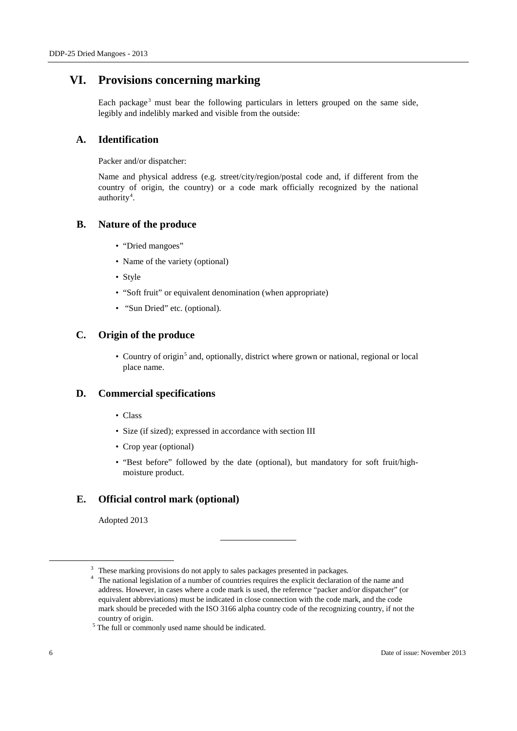## VI. Provisions concerning marking

Each package[3] must bear the following particulars in letters grouped on the same side, legibly and indelibly marked and visible from the outside:

### A. Identification

Packer and/or dispatcher:

Name and physical address (e.g. street/city/region/postal code and, if different from the country of origin, the country) or a code mark officially recognized by the national authority[4].

### B. Nature of the produce

- "Dried mangoes"
- Name of the variety (optional)
- Style
- "Soft fruit" or equivalent denomination (when appropriate)
- "Sun Dried" etc. (optional).

### C. Origin of the produce

- Country of origin[5] and, optionally, district where grown or national, regional or local place name.

### D. Commercial specifications

- Class
- Size (if sized); expressed in accordance with section III
- Crop year (optional)
- "Best before" followed by the date (optional), but mandatory for soft fruit/high-moisture product.

### E. Official control mark (optional)

Adopted 2013

---

[3] These marking provisions do not apply to sales packages presented in packages.

[4] The national legislation of a number of countries requires the explicit declaration of the name and address. However, in cases where a code mark is used, the reference "packer and/or dispatcher" (or equivalent abbreviations) must be indicated in close connection with the code mark, and the code mark should be preceded with the ISO 3166 alpha country code of the recognizing country, if not the country of origin.

[5] The full or commonly used name should be indicated.